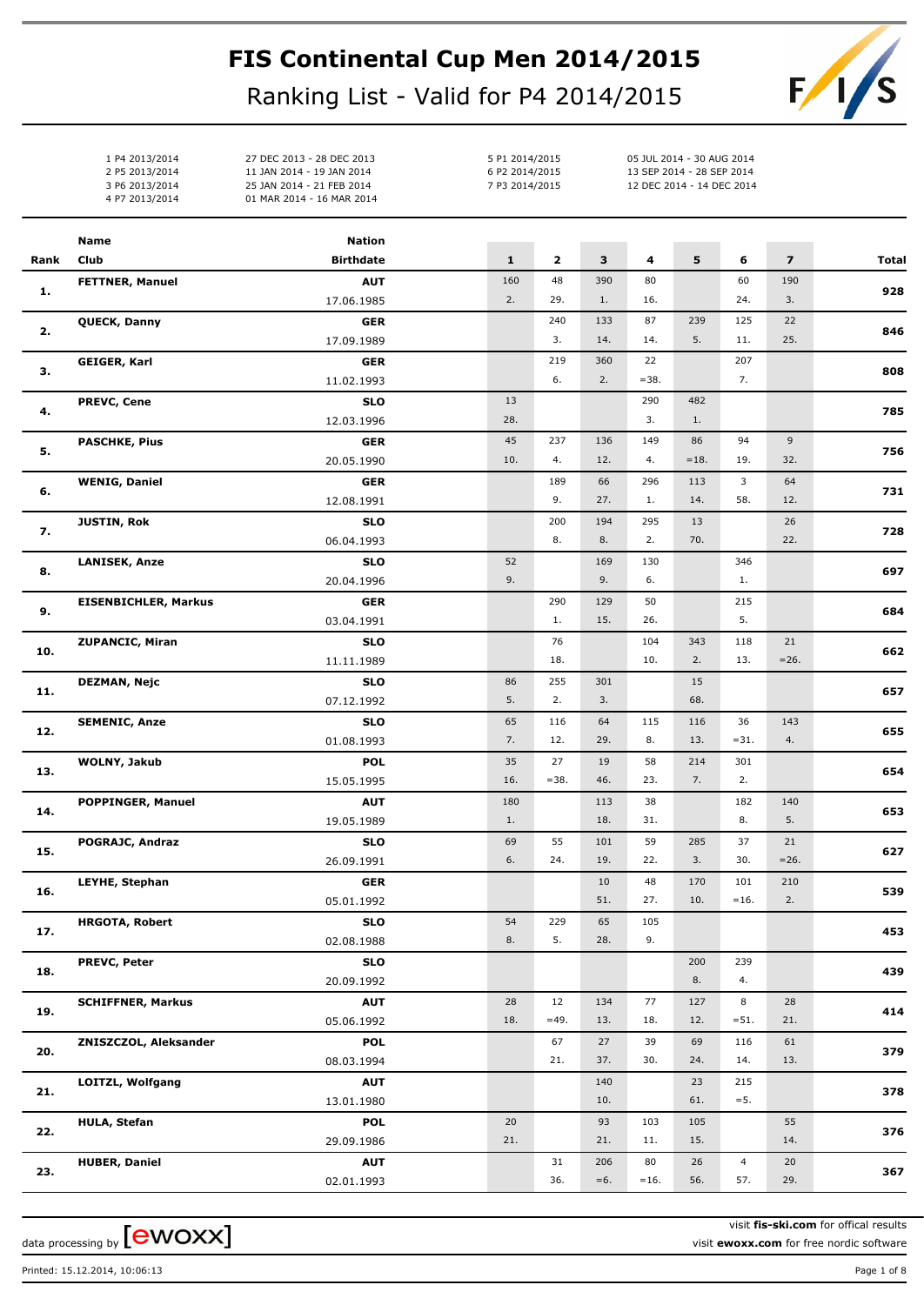# FIS Continental Cup Men 2014/2015

## Ranking List - Valid for P4 2014/2015

| | | | |
|---|---|---|---|
| 1 P4 2013/2014 | 27 DEC 2013 - 28 DEC 2013 | 5 P1 2014/2015 | 05 JUL 2014 - 30 AUG 2014 |
| 2 P5 2013/2014 | 11 JAN 2014 - 19 JAN 2014 | 6 P2 2014/2015 | 13 SEP 2014 - 28 SEP 2014 |
| 3 P6 2013/2014 | 25 JAN 2014 - 21 FEB 2014 | 7 P3 2014/2015 | 12 DEC 2014 - 14 DEC 2014 |
| 4 P7 2013/2014 | 01 MAR 2014 - 16 MAR 2014 | | |

| Rank | Name / Club | Nation / Birthdate | 1 | 2 | 3 | 4 | 5 | 6 | 7 | Total |
|---|---|---|---|---|---|---|---|---|---|---|
| 1. | FETTNER, Manuel | AUT 17.06.1985 | 160 / 2. | 48 / 29. | 390 / 1. | 80 / 16. | | 60 / 24. | 190 / 3. | 928 |
| 2. | QUECK, Danny | GER 17.09.1989 | | 240 / 3. | 133 / 14. | 87 / 14. | 239 / 5. | 125 / 11. | 22 / 25. | 846 |
| 3. | GEIGER, Karl | GER 11.02.1993 | | 219 / 6. | 360 / 2. | 22 / =38. | | 207 / 7. | | 808 |
| 4. | PREVC, Cene | SLO 12.03.1996 | 13 / 28. | | | 290 / 3. | 482 / 1. | | | 785 |
| 5. | PASCHKE, Pius | GER 20.05.1990 | 45 / 10. | 237 / 4. | 136 / 12. | 149 / 4. | 86 / =18. | 94 / 19. | 9 / 32. | 756 |
| 6. | WENIG, Daniel | GER 12.08.1991 | | 189 / 9. | 66 / 27. | 296 / 1. | 113 / 14. | 3 / 58. | 64 / 12. | 731 |
| 7. | JUSTIN, Rok | SLO 06.04.1993 | | 200 / 8. | 194 / 8. | 295 / 2. | 13 / 70. | | 26 / 22. | 728 |
| 8. | LANISEK, Anze | SLO 20.04.1996 | 52 / 9. | | 169 / 9. | 130 / 6. | | 346 / 1. | | 697 |
| 9. | EISENBICHLER, Markus | GER 03.04.1991 | | 290 / 1. | 129 / 15. | 50 / 26. | | 215 / 5. | | 684 |
| 10. | ZUPANCIC, Miran | SLO 11.11.1989 | | 76 / 18. | | 104 / 10. | 343 / 2. | 118 / 13. | 21 / =26. | 662 |
| 11. | DEZMAN, Nejc | SLO 07.12.1992 | 86 / 5. | 255 / 2. | 301 / 3. | | 15 / 68. | | | 657 |
| 12. | SEMENIC, Anze | SLO 01.08.1993 | 65 / 7. | 116 / 12. | 64 / 29. | 115 / 8. | 116 / 13. | 36 / =31. | 143 / 4. | 655 |
| 13. | WOLNY, Jakub | POL 15.05.1995 | 35 / 16. | 27 / =38. | 19 / 46. | 58 / 23. | 214 / 7. | 301 / 2. | | 654 |
| 14. | POPPINGER, Manuel | AUT 19.05.1989 | 180 / 1. | | 113 / 18. | 38 / 31. | | 182 / 8. | 140 / 5. | 653 |
| 15. | POGRAJC, Andraz | SLO 26.09.1991 | 69 / 6. | 55 / 24. | 101 / 19. | 59 / 22. | 285 / 3. | 37 / 30. | 21 / =26. | 627 |
| 16. | LEYHE, Stephan | GER 05.01.1992 | | | 10 / 51. | 48 / 27. | 170 / 10. | 101 / =16. | 210 / 2. | 539 |
| 17. | HRGOTA, Robert | SLO 02.08.1988 | 54 / 8. | 229 / 5. | 65 / 28. | 105 / 9. | | | | 453 |
| 18. | PREVC, Peter | SLO 20.09.1992 | | | | | 200 / 8. | 239 / 4. | | 439 |
| 19. | SCHIFFNER, Markus | AUT 05.06.1992 | 28 / 18. | 12 / =49. | 134 / 13. | 77 / 18. | 127 / 12. | 8 / =51. | 28 / 21. | 414 |
| 20. | ZNISZCZOL, Aleksander | POL 08.03.1994 | | 67 / 21. | 27 / 37. | 39 / 30. | 69 / 24. | 116 / 14. | 61 / 13. | 379 |
| 21. | LOITZL, Wolfgang | AUT 13.01.1980 | | | 140 / 10. | | 23 / 61. | 215 / =5. | | 378 |
| 22. | HULA, Stefan | POL 29.09.1986 | 20 / 21. | | 93 / 21. | 103 / 11. | 105 / 15. | | 55 / 14. | 376 |
| 23. | HUBER, Daniel | AUT 02.01.1993 | | 31 / 36. | 206 / =6. | 80 / =16. | 26 / 56. | 4 / 57. | 20 / 29. | 367 |

data processing by [ewoxx]

visit **fis-ski.com** for offical results
visit **ewoxx.com** for free nordic software

Printed: 15.12.2014, 10:06:13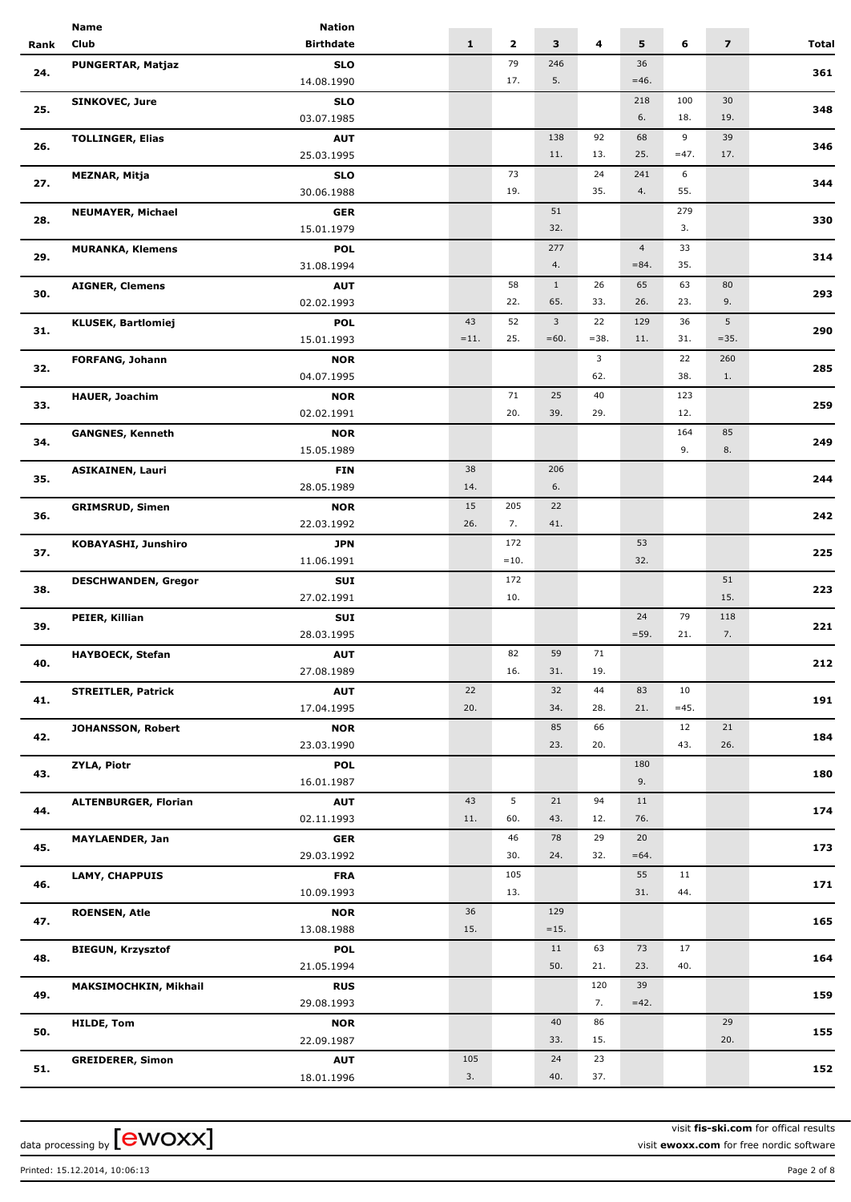| Rank | Name / Club | Nation / Birthdate | 1 | 2 | 3 | 4 | 5 | 6 | 7 | Total |
|---|---|---|---|---|---|---|---|---|---|---|
| 24. | PUNGERTAR, Matjaz | SLO |  | 79 | 246 |  | 36 |  |  | 361 |
|  |  | 14.08.1990 |  | 17. | 5. |  | =46. |  |  |  |
| 25. | SINKOVEC, Jure | SLO |  |  |  |  | 218 | 100 | 30 | 348 |
|  |  | 03.07.1985 |  |  |  |  | 6. | 18. | 19. |  |
| 26. | TOLLINGER, Elias | AUT |  |  | 138 | 92 | 68 | 9 | 39 | 346 |
|  |  | 25.03.1995 |  |  | 11. | 13. | 25. | =47. | 17. |  |
| 27. | MEZNAR, Mitja | SLO |  | 73 |  | 24 | 241 | 6 |  | 344 |
|  |  | 30.06.1988 |  | 19. |  | 35. | 4. | 55. |  |  |
| 28. | NEUMAYER, Michael | GER |  |  | 51 |  |  | 279 |  | 330 |
|  |  | 15.01.1979 |  |  | 32. |  |  | 3. |  |  |
| 29. | MURANKA, Klemens | POL |  |  | 277 |  | 4 | 33 |  | 314 |
|  |  | 31.08.1994 |  |  | 4. |  | =84. | 35. |  |  |
| 30. | AIGNER, Clemens | AUT |  | 58 | 1 | 26 | 65 | 63 | 80 | 293 |
|  |  | 02.02.1993 |  | 22. | 65. | 33. | 26. | 23. | 9. |  |
| 31. | KLUSEK, Bartlomiej | POL | 43 | 52 | 3 | 22 | 129 | 36 | 5 | 290 |
|  |  | 15.01.1993 | =11. | 25. | =60. | =38. | 11. | 31. | =35. |  |
| 32. | FORFANG, Johann | NOR |  |  |  | 3 |  | 22 | 260 | 285 |
|  |  | 04.07.1995 |  |  |  | 62. |  | 38. | 1. |  |
| 33. | HAUER, Joachim | NOR |  | 71 | 25 | 40 |  | 123 |  | 259 |
|  |  | 02.02.1991 |  | 20. | 39. | 29. |  | 12. |  |  |
| 34. | GANGNES, Kenneth | NOR |  |  |  |  |  | 164 | 85 | 249 |
|  |  | 15.05.1989 |  |  |  |  |  | 9. | 8. |  |
| 35. | ASIKAINEN, Lauri | FIN | 38 |  | 206 |  |  |  |  | 244 |
|  |  | 28.05.1989 | 14. |  | 6. |  |  |  |  |  |
| 36. | GRIMSRUD, Simen | NOR | 15 | 205 | 22 |  |  |  |  | 242 |
|  |  | 22.03.1992 | 26. | 7. | 41. |  |  |  |  |  |
| 37. | KOBAYASHI, Junshiro | JPN |  | 172 |  |  | 53 |  |  | 225 |
|  |  | 11.06.1991 |  | =10. |  |  | 32. |  |  |  |
| 38. | DESCHWANDEN, Gregor | SUI |  | 172 |  |  |  |  | 51 | 223 |
|  |  | 27.02.1991 |  | 10. |  |  |  |  | 15. |  |
| 39. | PEIER, Killian | SUI |  |  |  |  | 24 | 79 | 118 | 221 |
|  |  | 28.03.1995 |  |  |  |  | =59. | 21. | 7. |  |
| 40. | HAYBOECK, Stefan | AUT |  | 82 | 59 | 71 |  |  |  | 212 |
|  |  | 27.08.1989 |  | 16. | 31. | 19. |  |  |  |  |
| 41. | STREITLER, Patrick | AUT | 22 |  | 32 | 44 | 83 | 10 |  | 191 |
|  |  | 17.04.1995 | 20. |  | 34. | 28. | 21. | =45. |  |  |
| 42. | JOHANSSON, Robert | NOR |  |  | 85 | 66 |  | 12 | 21 | 184 |
|  |  | 23.03.1990 |  |  | 23. | 20. |  | 43. | 26. |  |
| 43. | ZYLA, Piotr | POL |  |  |  |  | 180 |  |  | 180 |
|  |  | 16.01.1987 |  |  |  |  | 9. |  |  |  |
| 44. | ALTENBURGER, Florian | AUT | 43 | 5 | 21 | 94 | 11 |  |  | 174 |
|  |  | 02.11.1993 | 11. | 60. | 43. | 12. | 76. |  |  |  |
| 45. | MAYLAENDER, Jan | GER |  | 46 | 78 | 29 | 20 |  |  | 173 |
|  |  | 29.03.1992 |  | 30. | 24. | 32. | =64. |  |  |  |
| 46. | LAMY, CHAPPUIS | FRA |  | 105 |  |  | 55 | 11 |  | 171 |
|  |  | 10.09.1993 |  | 13. |  |  | 31. | 44. |  |  |
| 47. | ROENSEN, Atle | NOR | 36 |  | 129 |  |  |  |  | 165 |
|  |  | 13.08.1988 | 15. |  | =15. |  |  |  |  |  |
| 48. | BIEGUN, Krzysztof | POL |  |  | 11 | 63 | 73 | 17 |  | 164 |
|  |  | 21.05.1994 |  |  | 50. | 21. | 23. | 40. |  |  |
| 49. | MAKSIMOCHKIN, Mikhail | RUS |  |  |  | 120 | 39 |  |  | 159 |
|  |  | 29.08.1993 |  |  |  | 7. | =42. |  |  |  |
| 50. | HILDE, Tom | NOR |  |  | 40 | 86 |  |  | 29 | 155 |
|  |  | 22.09.1987 |  |  | 33. | 15. |  |  | 20. |  |
| 51. | GREIDERER, Simon | AUT | 105 |  | 24 | 23 |  |  |  | 152 |
|  |  | 18.01.1996 | 3. |  | 40. | 37. |  |  |  |  |

data processing by [ewoxx]

visit **fis-ski.com** for offical results
visit **ewoxx.com** for free nordic software

Printed: 15.12.2014, 10:06:13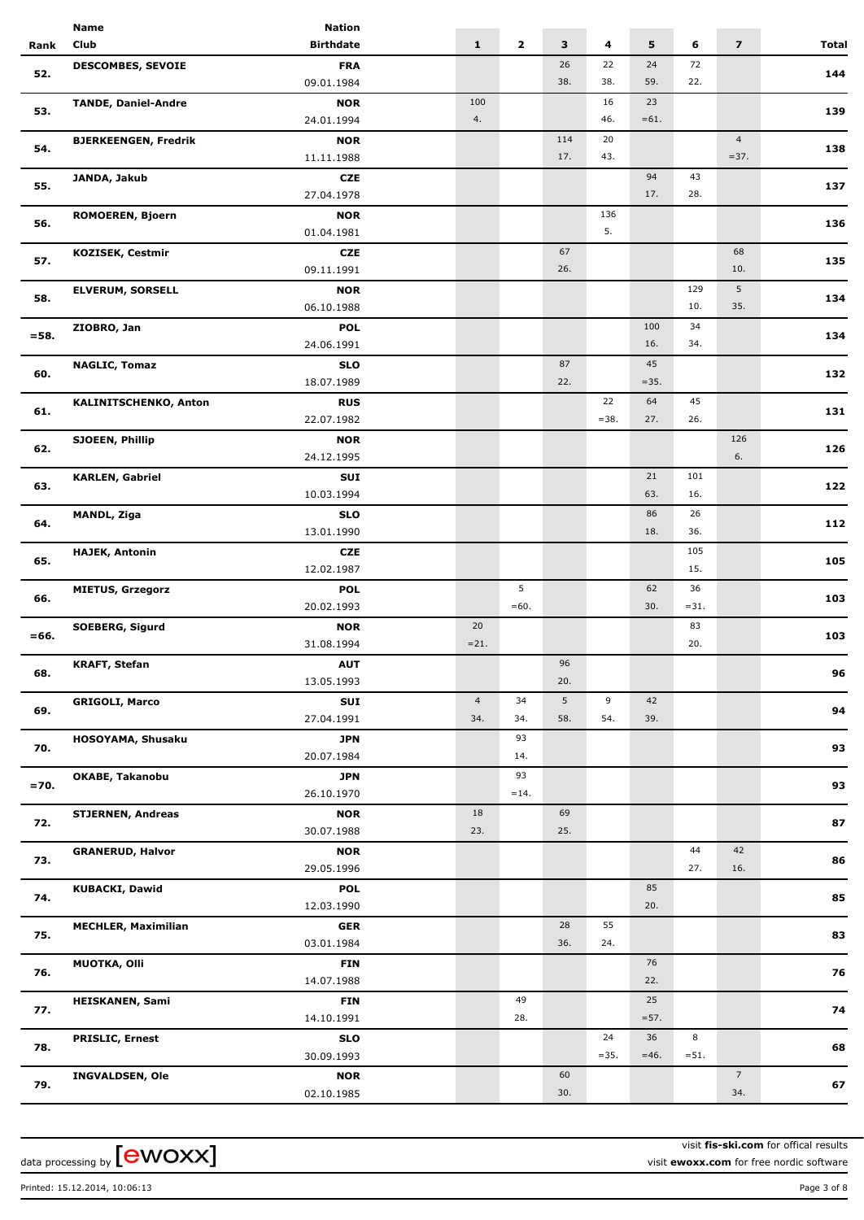| Rank | Name<br>Club | Nation<br>Birthdate | 1 | 2 | 3 | 4 | 5 | 6 | 7 | Total |
|---|---|---|---|---|---|---|---|---|---|---|
| 52. | DESCOMBES, SEVOIE | FRA<br>09.01.1984 | | | 26<br>38. | 22<br>38. | 24<br>59. | 72<br>22. | | 144 |
| 53. | TANDE, Daniel-Andre | NOR<br>24.01.1994 | 100<br>4. | | | 16<br>46. | 23<br>=61. | | | 139 |
| 54. | BJERKEENGEN, Fredrik | NOR<br>11.11.1988 | | | 114<br>17. | 20<br>43. | | | 4<br>=37. | 138 |
| 55. | JANDA, Jakub | CZE<br>27.04.1978 | | | | | 94<br>17. | 43<br>28. | | 137 |
| 56. | ROMOEREN, Bjoern | NOR<br>01.04.1981 | | | | 136<br>5. | | | | 136 |
| 57. | KOZISEK, Cestmir | CZE<br>09.11.1991 | | | 67<br>26. | | | | 68<br>10. | 135 |
| 58. | ELVERUM, SORSELL | NOR<br>06.10.1988 | | | | | | 129<br>10. | 5<br>35. | 134 |
| =58. | ZIOBRO, Jan | POL<br>24.06.1991 | | | | | 100<br>16. | 34<br>34. | | 134 |
| 60. | NAGLIC, Tomaz | SLO<br>18.07.1989 | | | 87<br>22. | | 45<br>=35. | | | 132 |
| 61. | KALINITSCHENKO, Anton | RUS<br>22.07.1982 | | | | 22<br>=38. | 64<br>27. | 45<br>26. | | 131 |
| 62. | SJOEEN, Phillip | NOR<br>24.12.1995 | | | | | | | 126<br>6. | 126 |
| 63. | KARLEN, Gabriel | SUI<br>10.03.1994 | | | | | 21<br>63. | 101<br>16. | | 122 |
| 64. | MANDL, Ziga | SLO<br>13.01.1990 | | | | | 86<br>18. | 26<br>36. | | 112 |
| 65. | HAJEK, Antonin | CZE<br>12.02.1987 | | | | | | 105<br>15. | | 105 |
| 66. | MIETUS, Grzegorz | POL<br>20.02.1993 | | 5<br>=60. | | | 62<br>30. | 36<br>=31. | | 103 |
| =66. | SOEBERG, Sigurd | NOR<br>31.08.1994 | 20<br>=21. | | | | | 83<br>20. | | 103 |
| 68. | KRAFT, Stefan | AUT<br>13.05.1993 | | | 96<br>20. | | | | | 96 |
| 69. | GRIGOLI, Marco | SUI<br>27.04.1991 | 4<br>34. | 34<br>34. | 5<br>58. | 9<br>54. | 42<br>39. | | | 94 |
| 70. | HOSOYAMA, Shusaku | JPN<br>20.07.1984 | | 93<br>14. | | | | | | 93 |
| =70. | OKABE, Takanobu | JPN<br>26.10.1970 | | 93<br>=14. | | | | | | 93 |
| 72. | STJERNEN, Andreas | NOR<br>30.07.1988 | 18<br>23. | | 69<br>25. | | | | | 87 |
| 73. | GRANERUD, Halvor | NOR<br>29.05.1996 | | | | | | 44<br>27. | 42<br>16. | 86 |
| 74. | KUBACKI, Dawid | POL<br>12.03.1990 | | | | | 85<br>20. | | | 85 |
| 75. | MECHLER, Maximilian | GER<br>03.01.1984 | | | 28<br>36. | 55<br>24. | | | | 83 |
| 76. | MUOTKA, Olli | FIN<br>14.07.1988 | | | | | 76<br>22. | | | 76 |
| 77. | HEISKANEN, Sami | FIN<br>14.10.1991 | | 49<br>28. | | | 25<br>=57. | | | 74 |
| 78. | PRISLIC, Ernest | SLO<br>30.09.1993 | | | | 24<br>=35. | 36<br>=46. | 8<br>=51. | | 68 |
| 79. | INGVALDSEN, Ole | NOR<br>02.10.1985 | | | 60<br>30. | | | | 7<br>34. | 67 |

data processing by [ewoxx]

visit **fis-ski.com** for offical results
visit **ewoxx.com** for free nordic software

Printed: 15.12.2014, 10:06:13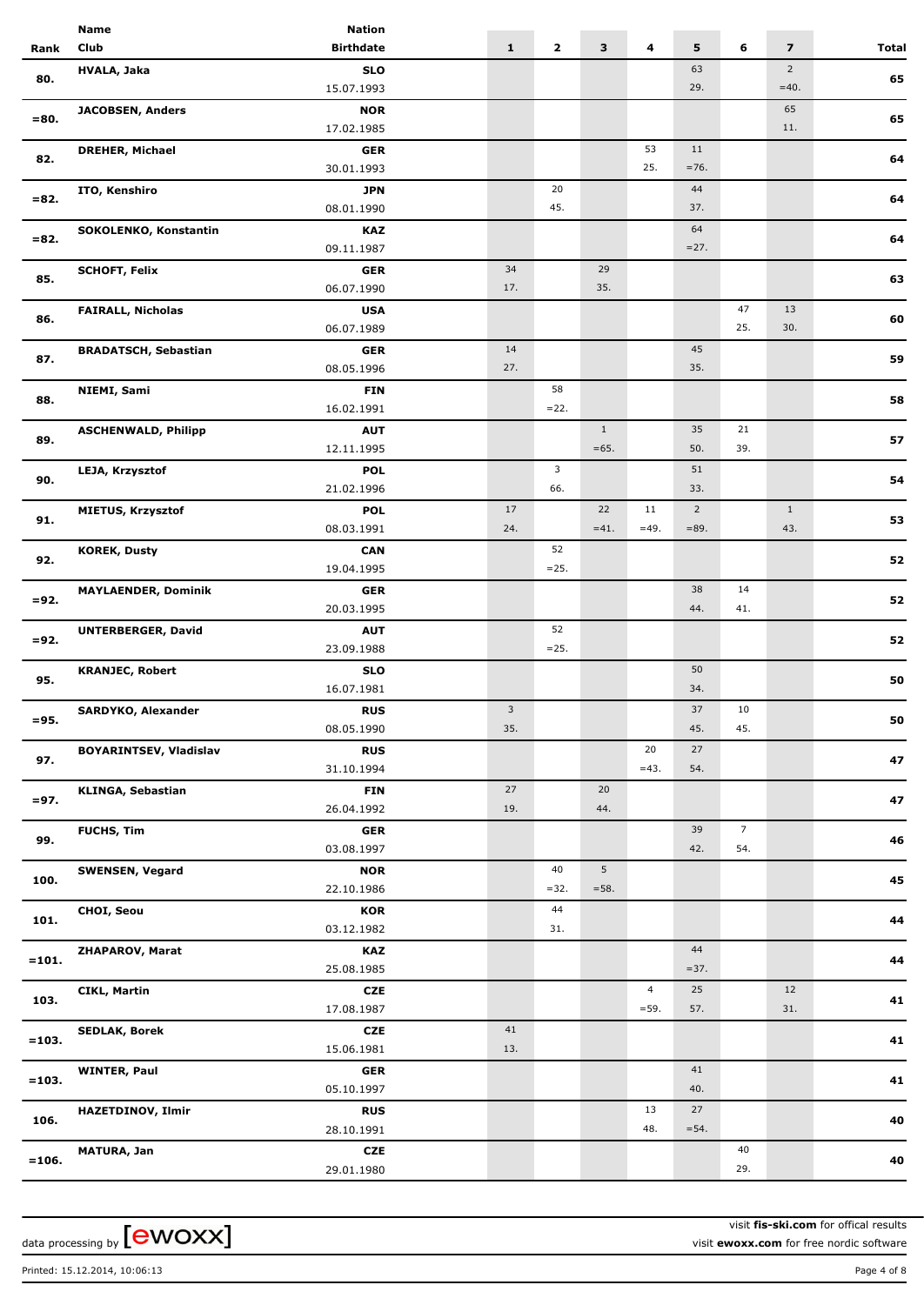| Rank | Name Club | Nation Birthdate | 1 | 2 | 3 | 4 | 5 | 6 | 7 | Total |
|---|---|---|---|---|---|---|---|---|---|---|
| 80. | **HVALA, Jaka** | **SLO** 15.07.1993 | | | | | 63 29. | | 2 =40. | 65 |
| =80. | **JACOBSEN, Anders** | **NOR** 17.02.1985 | | | | | | | 65 11. | 65 |
| 82. | **DREHER, Michael** | **GER** 30.01.1993 | | | | 53 25. | 11 =76. | | | 64 |
| =82. | **ITO, Kenshiro** | **JPN** 08.01.1990 | | 20 45. | | | 44 37. | | | 64 |
| =82. | **SOKOLENKO, Konstantin** | **KAZ** 09.11.1987 | | | | | 64 =27. | | | 64 |
| 85. | **SCHOFT, Felix** | **GER** 06.07.1990 | 34 17. | | 29 35. | | | | | 63 |
| 86. | **FAIRALL, Nicholas** | **USA** 06.07.1989 | | | | | | 47 25. | 13 30. | 60 |
| 87. | **BRADATSCH, Sebastian** | **GER** 08.05.1996 | 14 27. | | | | 45 35. | | | 59 |
| 88. | **NIEMI, Sami** | **FIN** 16.02.1991 | | 58 =22. | | | | | | 58 |
| 89. | **ASCHENWALD, Philipp** | **AUT** 12.11.1995 | | | 1 =65. | | 35 50. | 21 39. | | 57 |
| 90. | **LEJA, Krzysztof** | **POL** 21.02.1996 | | 3 66. | | | 51 33. | | | 54 |
| 91. | **MIETUS, Krzysztof** | **POL** 08.03.1991 | 17 24. | | 22 =41. | 11 =49. | 2 =89. | | 1 43. | 53 |
| 92. | **KOREK, Dusty** | **CAN** 19.04.1995 | | 52 =25. | | | | | | 52 |
| =92. | **MAYLAENDER, Dominik** | **GER** 20.03.1995 | | | | | 38 44. | 14 41. | | 52 |
| =92. | **UNTERBERGER, David** | **AUT** 23.09.1988 | | 52 =25. | | | | | | 52 |
| 95. | **KRANJEC, Robert** | **SLO** 16.07.1981 | | | | | 50 34. | | | 50 |
| =95. | **SARDYKO, Alexander** | **RUS** 08.05.1990 | 3 35. | | | | 37 45. | 10 45. | | 50 |
| 97. | **BOYARINTSEV, Vladislav** | **RUS** 31.10.1994 | | | | 20 =43. | 27 54. | | | 47 |
| =97. | **KLINGA, Sebastian** | **FIN** 26.04.1992 | 27 19. | | 20 44. | | | | | 47 |
| 99. | **FUCHS, Tim** | **GER** 03.08.1997 | | | | | 39 42. | 7 54. | | 46 |
| 100. | **SWENSEN, Vegard** | **NOR** 22.10.1986 | | 40 =32. | 5 =58. | | | | | 45 |
| 101. | **CHOI, Seou** | **KOR** 03.12.1982 | | 44 31. | | | | | | 44 |
| =101. | **ZHAPAROV, Marat** | **KAZ** 25.08.1985 | | | | | 44 =37. | | | 44 |
| 103. | **CIKL, Martin** | **CZE** 17.08.1987 | | | | 4 =59. | 25 57. | | 12 31. | 41 |
| =103. | **SEDLAK, Borek** | **CZE** 15.06.1981 | 41 13. | | | | | | | 41 |
| =103. | **WINTER, Paul** | **GER** 05.10.1997 | | | | | 41 40. | | | 41 |
| 106. | **HAZETDINOV, Ilmir** | **RUS** 28.10.1991 | | | | 13 48. | 27 =54. | | | 40 |
| =106. | **MATURA, Jan** | **CZE** 29.01.1980 | | | | | | 40 29. | | 40 |

data processing by [ewoxx]

visit **fis-ski.com** for offical results
visit **ewoxx.com** for free nordic software

Printed: 15.12.2014, 10:06:13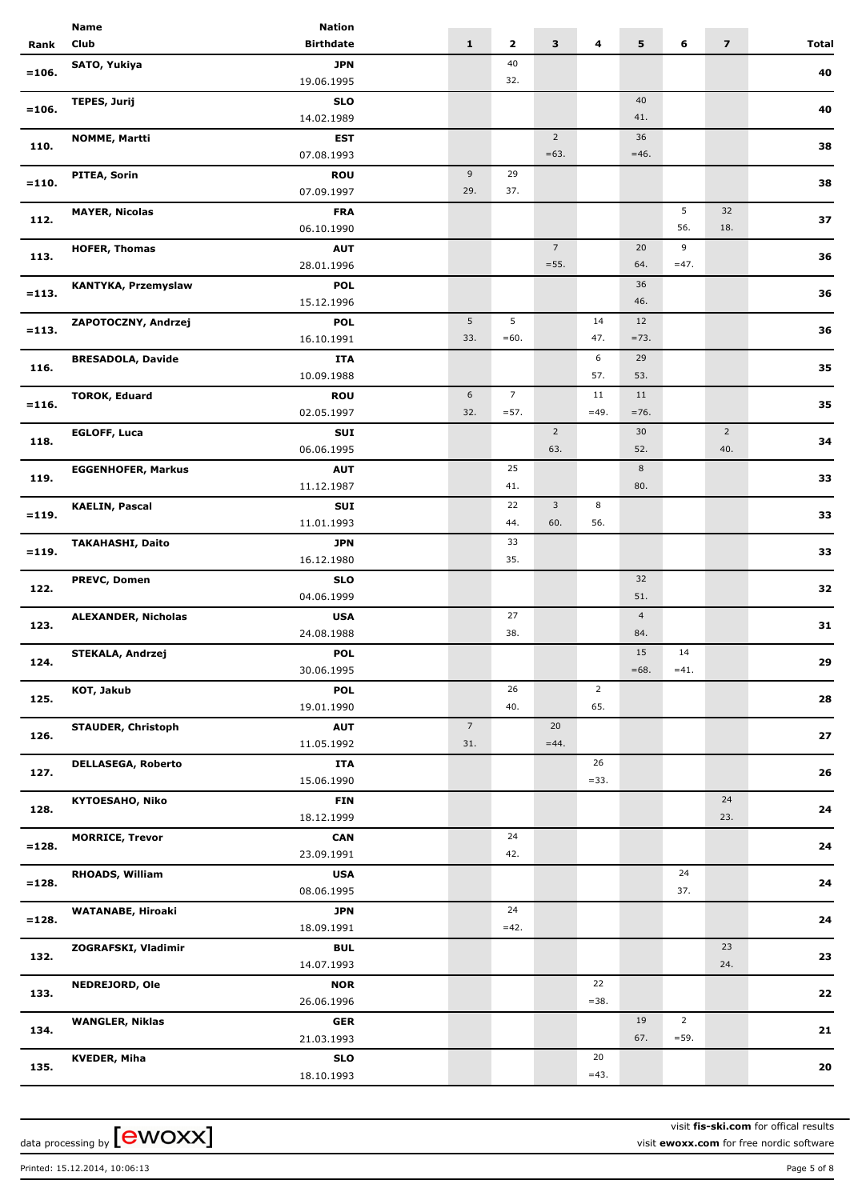| Rank | Name / Club | Nation / Birthdate | 1 | 2 | 3 | 4 | 5 | 6 | 7 | Total |
|---|---|---|---|---|---|---|---|---|---|---|
| =106. | **SATO, Yukiya** | **JPN** 19.06.1995 | | 40<br>32. | | | | | | **40** |
| =106. | **TEPES, Jurij** | **SLO** 14.02.1989 | | | | | 40<br>41. | | | **40** |
| 110. | **NOMME, Martti** | **EST** 07.08.1993 | | | 2<br>=63. | | 36<br>=46. | | | **38** |
| =110. | **PITEA, Sorin** | **ROU** 07.09.1997 | 9<br>29. | 29<br>37. | | | | | | **38** |
| 112. | **MAYER, Nicolas** | **FRA** 06.10.1990 | | | | | | 5<br>56. | 32<br>18. | **37** |
| 113. | **HOFER, Thomas** | **AUT** 28.01.1996 | | | 7<br>=55. | | 20<br>64. | 9<br>=47. | | **36** |
| =113. | **KANTYKA, Przemyslaw** | **POL** 15.12.1996 | | | | | 36<br>46. | | | **36** |
| =113. | **ZAPOTOCZNY, Andrzej** | **POL** 16.10.1991 | 5<br>33. | 5<br>=60. | | 14<br>47. | 12<br>=73. | | | **36** |
| 116. | **BRESADOLA, Davide** | **ITA** 10.09.1988 | | | | 6<br>57. | 29<br>53. | | | **35** |
| =116. | **TOROK, Eduard** | **ROU** 02.05.1997 | 6<br>32. | 7<br>=57. | | 11<br>=49. | 11<br>=76. | | | **35** |
| 118. | **EGLOFF, Luca** | **SUI** 06.06.1995 | | | 2<br>63. | | 30<br>52. | | 2<br>40. | **34** |
| 119. | **EGGENHOFER, Markus** | **AUT** 11.12.1987 | | 25<br>41. | | | 8<br>80. | | | **33** |
| =119. | **KAELIN, Pascal** | **SUI** 11.01.1993 | | 22<br>44. | 3<br>60. | 8<br>56. | | | | **33** |
| =119. | **TAKAHASHI, Daito** | **JPN** 16.12.1980 | | 33<br>35. | | | | | | **33** |
| 122. | **PREVC, Domen** | **SLO** 04.06.1999 | | | | | 32<br>51. | | | **32** |
| 123. | **ALEXANDER, Nicholas** | **USA** 24.08.1988 | | 27<br>38. | | | 4<br>84. | | | **31** |
| 124. | **STEKALA, Andrzej** | **POL** 30.06.1995 | | | | | 15<br>=68. | 14<br>=41. | | **29** |
| 125. | **KOT, Jakub** | **POL** 19.01.1990 | | 26<br>40. | | 2<br>65. | | | | **28** |
| 126. | **STAUDER, Christoph** | **AUT** 11.05.1992 | 7<br>31. | | 20<br>=44. | | | | | **27** |
| 127. | **DELLASEGA, Roberto** | **ITA** 15.06.1990 | | | | 26<br>=33. | | | | **26** |
| 128. | **KYTOESAHO, Niko** | **FIN** 18.12.1999 | | | | | | | 24<br>23. | **24** |
| =128. | **MORRICE, Trevor** | **CAN** 23.09.1991 | | 24<br>42. | | | | | | **24** |
| =128. | **RHOADS, William** | **USA** 08.06.1995 | | | | | | 24<br>37. | | **24** |
| =128. | **WATANABE, Hiroaki** | **JPN** 18.09.1991 | | 24<br>=42. | | | | | | **24** |
| 132. | **ZOGRAFSKI, Vladimir** | **BUL** 14.07.1993 | | | | | | | 23<br>24. | **23** |
| 133. | **NEDREJORD, Ole** | **NOR** 26.06.1996 | | | | 22<br>=38. | | | | **22** |
| 134. | **WANGLER, Niklas** | **GER** 21.03.1993 | | | | | 19<br>67. | 2<br>=59. | | **21** |
| 135. | **KVEDER, Miha** | **SLO** 18.10.1993 | | | | 20<br>=43. | | | | **20** |

data processing by [ewoxx]

visit **fis-ski.com** for offical results
visit **ewoxx.com** for free nordic software

Printed: 15.12.2014, 10:06:13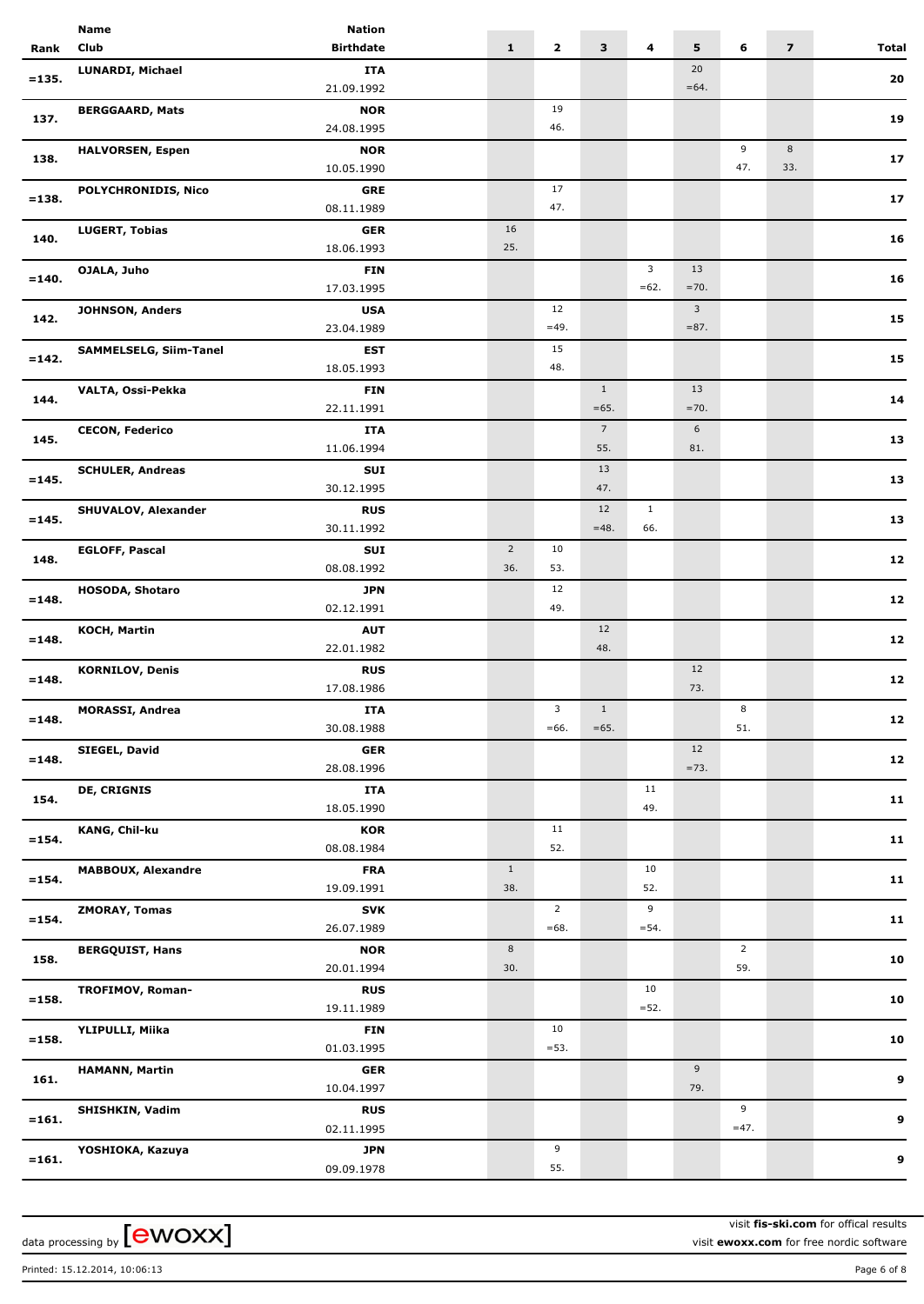| Rank | Name<br>Club | Nation<br>Birthdate | 1 | 2 | 3 | 4 | 5 | 6 | 7 | Total |
|---|---|---|---|---|---|---|---|---|---|---|
| =135. | LUNARDI, Michael | ITA<br>21.09.1992 | | | | | 20<br>=64. | | | 20 |
| 137. | BERGGAARD, Mats | NOR<br>24.08.1995 | | 19<br>46. | | | | | | 19 |
| 138. | HALVORSEN, Espen | NOR<br>10.05.1990 | | | | | | 9<br>47. | 8<br>33. | 17 |
| =138. | POLYCHRONIDIS, Nico | GRE<br>08.11.1989 | | 17<br>47. | | | | | | 17 |
| 140. | LUGERT, Tobias | GER<br>18.06.1993 | 16<br>25. | | | | | | | 16 |
| =140. | OJALA, Juho | FIN<br>17.03.1995 | | | | 3<br>=62. | 13<br>=70. | | | 16 |
| 142. | JOHNSON, Anders | USA<br>23.04.1989 | | 12<br>=49. | | | 3<br>=87. | | | 15 |
| =142. | SAMMELSELG, Siim-Tanel | EST<br>18.05.1993 | | 15<br>48. | | | | | | 15 |
| 144. | VALTA, Ossi-Pekka | FIN<br>22.11.1991 | | | 1<br>=65. | | 13<br>=70. | | | 14 |
| 145. | CECON, Federico | ITA<br>11.06.1994 | | | 7<br>55. | | 6<br>81. | | | 13 |
| =145. | SCHULER, Andreas | SUI<br>30.12.1995 | | | 13<br>47. | | | | | 13 |
| =145. | SHUVALOV, Alexander | RUS<br>30.11.1992 | | | 12<br>=48. | 1<br>66. | | | | 13 |
| 148. | EGLOFF, Pascal | SUI<br>08.08.1992 | 2<br>36. | 10<br>53. | | | | | | 12 |
| =148. | HOSODA, Shotaro | JPN<br>02.12.1991 | | 12<br>49. | | | | | | 12 |
| =148. | KOCH, Martin | AUT<br>22.01.1982 | | | 12<br>48. | | | | | 12 |
| =148. | KORNILOV, Denis | RUS<br>17.08.1986 | | | | | 12<br>73. | | | 12 |
| =148. | MORASSI, Andrea | ITA<br>30.08.1988 | | 3<br>=66. | 1<br>=65. | | | 8<br>51. | | 12 |
| =148. | SIEGEL, David | GER<br>28.08.1996 | | | | | 12<br>=73. | | | 12 |
| 154. | DE, CRIGNIS | ITA<br>18.05.1990 | | | | 11<br>49. | | | | 11 |
| =154. | KANG, Chil-ku | KOR<br>08.08.1984 | | 11<br>52. | | | | | | 11 |
| =154. | MABBOUX, Alexandre | FRA<br>19.09.1991 | 1<br>38. | | | 10<br>52. | | | | 11 |
| =154. | ZMORAY, Tomas | SVK<br>26.07.1989 | | 2<br>=68. | | 9<br>=54. | | | | 11 |
| 158. | BERGQUIST, Hans | NOR<br>20.01.1994 | 8<br>30. | | | | | 2<br>59. | | 10 |
| =158. | TROFIMOV, Roman- | RUS<br>19.11.1989 | | | | 10<br>=52. | | | | 10 |
| =158. | YLIPULLI, Miika | FIN<br>01.03.1995 | | 10<br>=53. | | | | | | 10 |
| 161. | HAMANN, Martin | GER<br>10.04.1997 | | | | | 9<br>79. | | | 9 |
| =161. | SHISHKIN, Vadim | RUS<br>02.11.1995 | | | | | | 9<br>=47. | | 9 |
| =161. | YOSHIOKA, Kazuya | JPN<br>09.09.1978 | | 9<br>55. | | | | | | 9 |

data processing by [ewoxx]

visit **fis-ski.com** for offical results
visit **ewoxx.com** for free nordic software

Printed: 15.12.2014, 10:06:13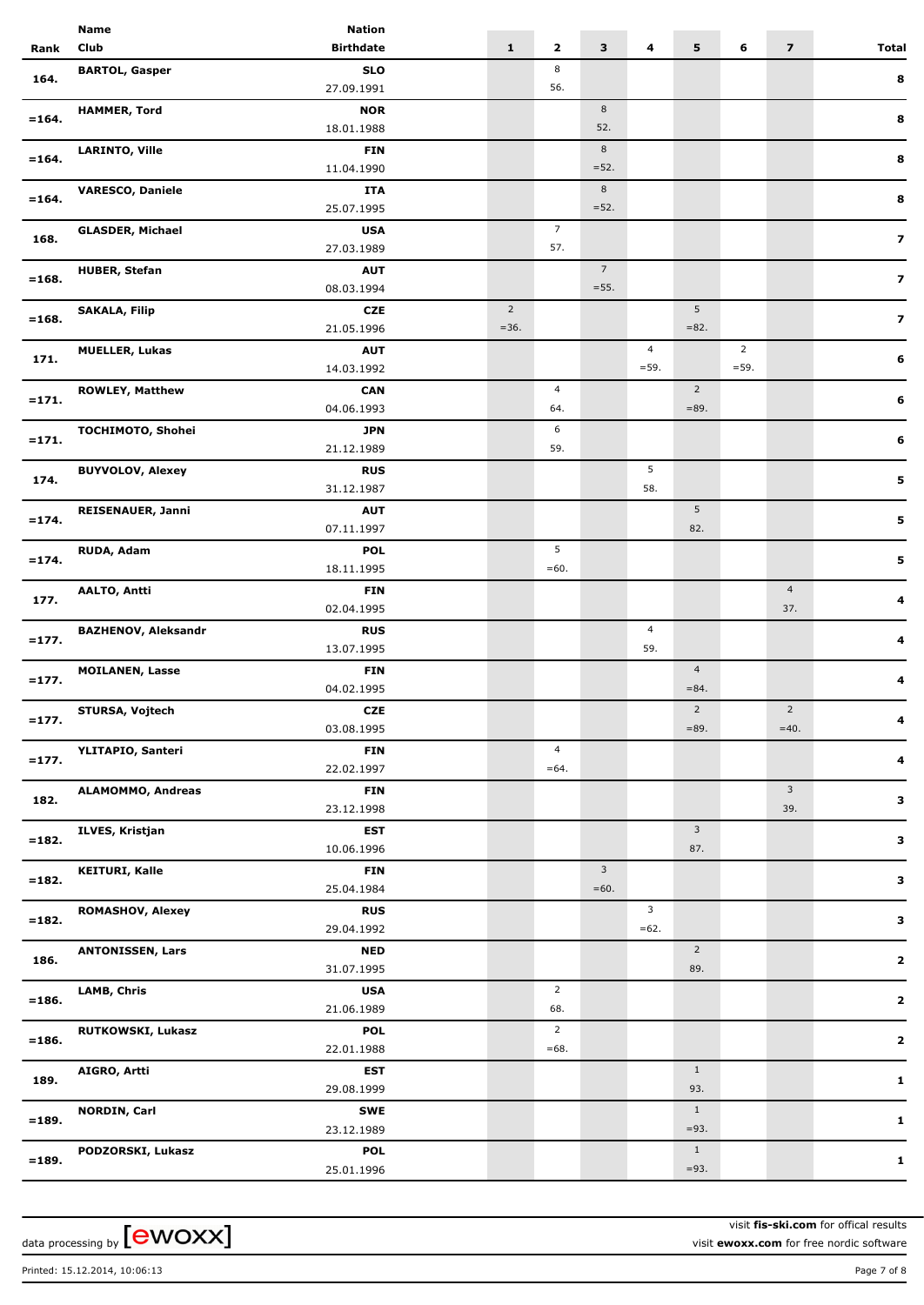| Rank | Name / Club | Nation / Birthdate | 1 | 2 | 3 | 4 | 5 | 6 | 7 | Total |
|---|---|---|---|---|---|---|---|---|---|---|
| 164. | BARTOL, Gasper | SLO / 27.09.1991 | | 8 / 56. | | | | | | 8 |
| =164. | HAMMER, Tord | NOR / 18.01.1988 | | | 8 / 52. | | | | | 8 |
| =164. | LARINTO, Ville | FIN / 11.04.1990 | | | 8 / =52. | | | | | 8 |
| =164. | VARESCO, Daniele | ITA / 25.07.1995 | | | 8 / =52. | | | | | 8 |
| 168. | GLASDER, Michael | USA / 27.03.1989 | | 7 / 57. | | | | | | 7 |
| =168. | HUBER, Stefan | AUT / 08.03.1994 | | | 7 / =55. | | | | | 7 |
| =168. | SAKALA, Filip | CZE / 21.05.1996 | 2 / =36. | | | | 5 / =82. | | | 7 |
| 171. | MUELLER, Lukas | AUT / 14.03.1992 | | | | 4 / =59. | | 2 / =59. | | 6 |
| =171. | ROWLEY, Matthew | CAN / 04.06.1993 | | 4 / 64. | | | 2 / =89. | | | 6 |
| =171. | TOCHIMOTO, Shohei | JPN / 21.12.1989 | | 6 / 59. | | | | | | 6 |
| 174. | BUYVOLOV, Alexey | RUS / 31.12.1987 | | | | 5 / 58. | | | | 5 |
| =174. | REISENAUER, Janni | AUT / 07.11.1997 | | | | | 5 / 82. | | | 5 |
| =174. | RUDA, Adam | POL / 18.11.1995 | | 5 / =60. | | | | | | 5 |
| 177. | AALTO, Antti | FIN / 02.04.1995 | | | | | | | 4 / 37. | 4 |
| =177. | BAZHENOV, Aleksandr | RUS / 13.07.1995 | | | | 4 / 59. | | | | 4 |
| =177. | MOILANEN, Lasse | FIN / 04.02.1995 | | | | | 4 / =84. | | | 4 |
| =177. | STURSA, Vojtech | CZE / 03.08.1995 | | | | | 2 / =89. | | 2 / =40. | 4 |
| =177. | YLITAPIO, Santeri | FIN / 22.02.1997 | | 4 / =64. | | | | | | 4 |
| 182. | ALAMOMMO, Andreas | FIN / 23.12.1998 | | | | | | | 3 / 39. | 3 |
| =182. | ILVES, Kristjan | EST / 10.06.1996 | | | | | 3 / 87. | | | 3 |
| =182. | KEITURI, Kalle | FIN / 25.04.1984 | | | 3 / =60. | | | | | 3 |
| =182. | ROMASHOV, Alexey | RUS / 29.04.1992 | | | | 3 / =62. | | | | 3 |
| 186. | ANTONISSEN, Lars | NED / 31.07.1995 | | | | | 2 / 89. | | | 2 |
| =186. | LAMB, Chris | USA / 21.06.1989 | | 2 / 68. | | | | | | 2 |
| =186. | RUTKOWSKI, Lukasz | POL / 22.01.1988 | | 2 / =68. | | | | | | 2 |
| 189. | AIGRO, Artti | EST / 29.08.1999 | | | | | 1 / 93. | | | 1 |
| =189. | NORDIN, Carl | SWE / 23.12.1989 | | | | | 1 / =93. | | | 1 |
| =189. | PODZORSKI, Lukasz | POL / 25.01.1996 | | | | | 1 / =93. | | | 1 |

data processing by [ewoxx]

visit **fis-ski.com** for offical results

visit **ewoxx.com** for free nordic software

Printed: 15.12.2014, 10:06:13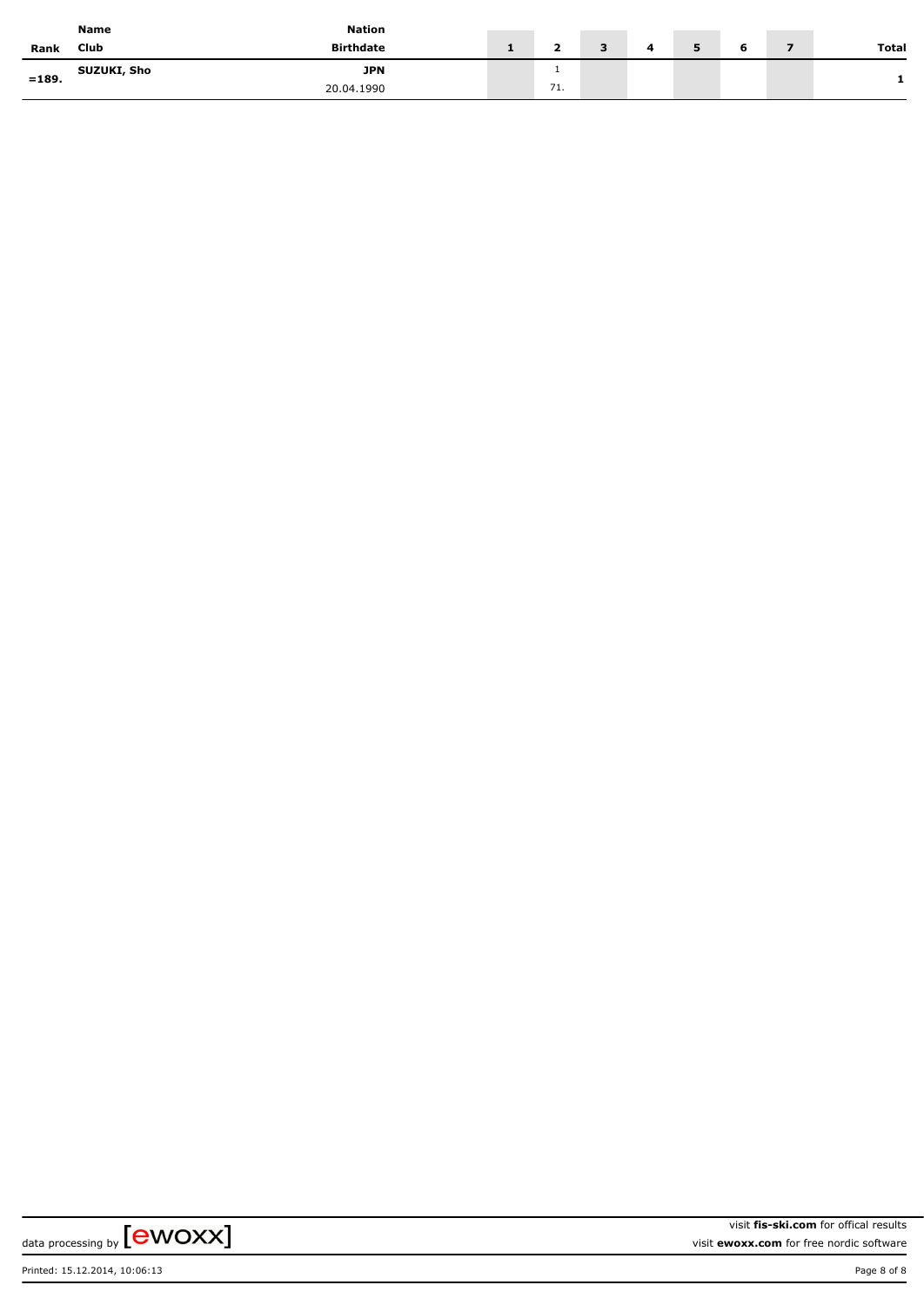| Rank | Name<br>Club | Nation<br>Birthdate | 1 | 2 | 3 | 4 | 5 | 6 | 7 | Total |
|---|---|---|---|---|---|---|---|---|---|---|
| =189. | **SUZUKI, Sho** | **JPN**<br>20.04.1990 | | 1<br>71. | | | | | | **1** |

data processing by [ewoxx]

visit **fis-ski.com** for offical results
visit **ewoxx.com** for free nordic software

Printed: 15.12.2014, 10:06:13